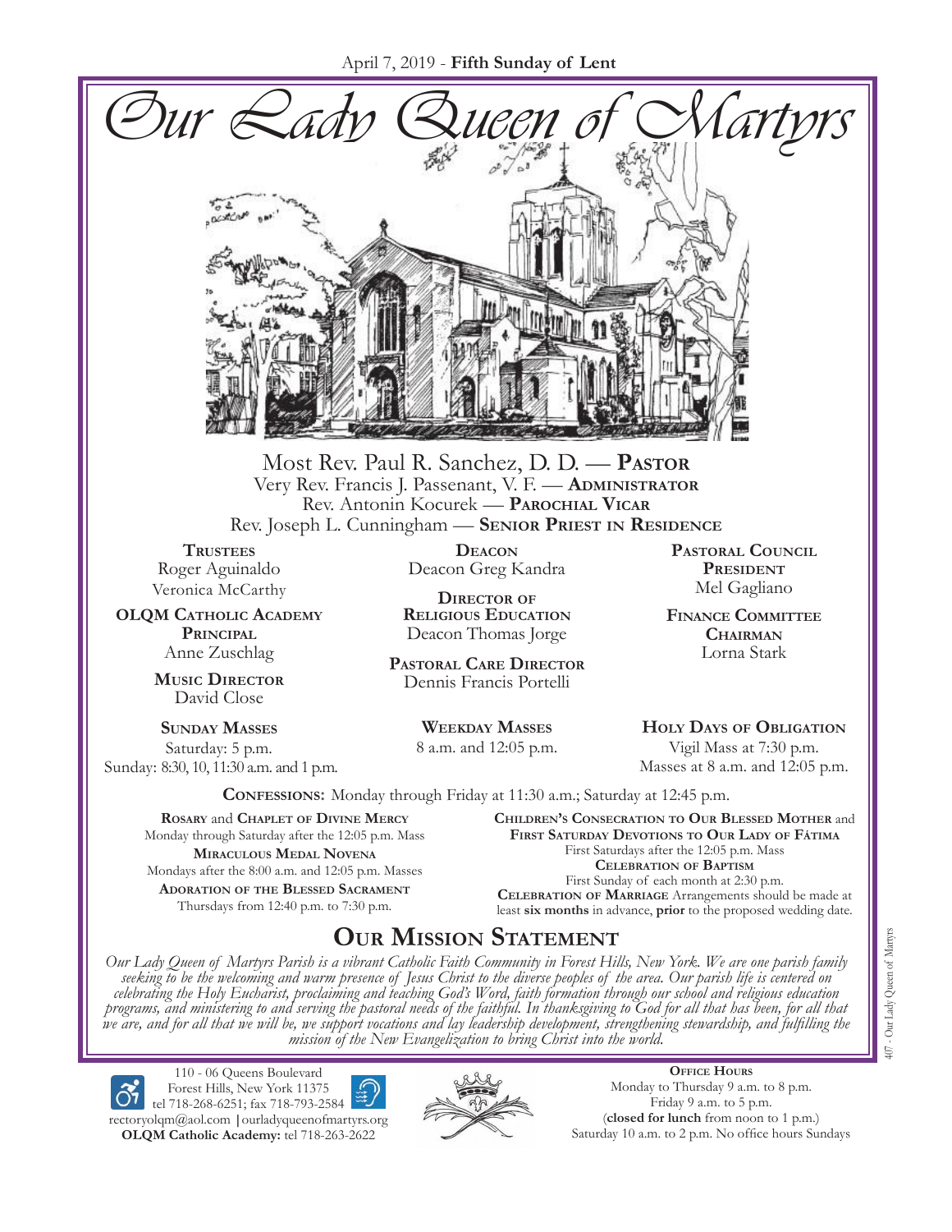April 7, 2019 - **Fifth Sunday of Lent**

# Our Lady Queen of Martyrs

Most Rev. Paul R. Sanchez, D. D. — **Pastor**
Very Rev. Francis J. Passenant, V. F. — **Administrator**
Rev. Antonin Kocurek — **Parochial Vicar**
Rev. Joseph L. Cunningham — **Senior Priest in Residence**

**Trustees**
Roger Aguinaldo
Veronica McCarthy

**OLQM Catholic Academy Principal**
Anne Zuschlag

**Music Director**
David Close

**Deacon**
Deacon Greg Kandra

**Director of Religious Education**
Deacon Thomas Jorge

**Pastoral Care Director**
Dennis Francis Portelli

**Pastoral Council President**
Mel Gagliano

**Finance Committee Chairman**
Lorna Stark

**Sunday Masses**
Saturday: 5 p.m.
Sunday: 8:30, 10, 11:30 a.m. and 1 p.m.

**Weekday Masses**
8 a.m. and 12:05 p.m.

**Holy Days of Obligation**
Vigil Mass at 7:30 p.m.
Masses at 8 a.m. and 12:05 p.m.

**Confessions:** Monday through Friday at 11:30 a.m.; Saturday at 12:45 p.m.

**Rosary** and **Chaplet of Divine Mercy**
Monday through Saturday after the 12:05 p.m. Mass

**Miraculous Medal Novena**
Mondays after the 8:00 a.m. and 12:05 p.m. Masses

**Adoration of the Blessed Sacrament**
Thursdays from 12:40 p.m. to 7:30 p.m.

**Children's Consecration to Our Blessed Mother** and **First Saturday Devotions to Our Lady of Fátima**
First Saturdays after the 12:05 p.m. Mass

**Celebration of Baptism**
First Sunday of each month at 2:30 p.m.

**Celebration of Marriage** Arrangements should be made at least **six months** in advance, **prior** to the proposed wedding date.

## Our Mission Statement

*Our Lady Queen of Martyrs Parish is a vibrant Catholic Faith Community in Forest Hills, New York. We are one parish family seeking to be the welcoming and warm presence of Jesus Christ to the diverse peoples of the area. Our parish life is centered on celebrating the Holy Eucharist, proclaiming and teaching God's Word, faith formation through our school and religious education programs, and ministering to and serving the pastoral needs of the faithful. In thanksgiving to God for all that has been, for all that we are, and for all that we will be, we support vocations and lay leadership development, strengthening stewardship, and fulfilling the mission of the New Evangelization to bring Christ into the world.*

110 - 06 Queens Boulevard
Forest Hills, New York 11375
tel 718-268-6251; fax 718-793-2584
rectoryolqm@aol.com | ourladyqueenofmartyrs.org
**OLQM Catholic Academy:** tel 718-263-2622

**Office Hours**
Monday to Thursday 9 a.m. to 8 p.m.
Friday 9 a.m. to 5 p.m.
(**closed for lunch** from noon to 1 p.m.)
Saturday 10 a.m. to 2 p.m. No office hours Sundays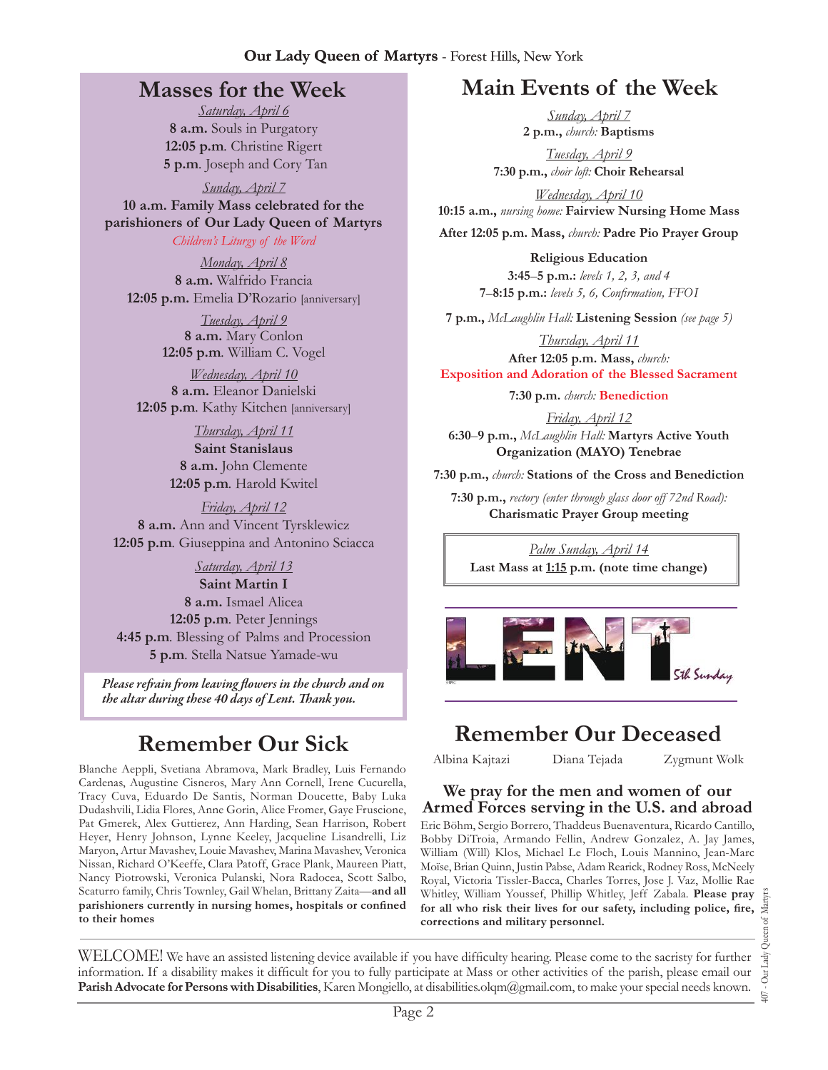## Masses for the Week

Saturday, April 6
**8 a.m.** Souls in Purgatory
**12:05 p.m**. Christine Rigert
**5 p.m**. Joseph and Cory Tan

Sunday, April 7
**10 a.m. Family Mass celebrated for the parishioners of Our Lady Queen of Martyrs**
*Children's Liturgy of the Word*

Monday, April 8
**8 a.m.** Walfrido Francia
**12:05 p.m.** Emelia D'Rozario [anniversary]

Tuesday, April 9
**8 a.m.** Mary Conlon
**12:05 p.m**. William C. Vogel

Wednesday, April 10
**8 a.m.** Eleanor Danielski
**12:05 p.m**. Kathy Kitchen [anniversary]

Thursday, April 11
**Saint Stanislaus**
**8 a.m.** John Clemente
**12:05 p.m**. Harold Kwitel

Friday, April 12
**8 a.m.** Ann and Vincent Tyrsklewicz
**12:05 p.m**. Giuseppina and Antonino Sciacca

Saturday, April 13
**Saint Martin I**
**8 a.m.** Ismael Alicea
**12:05 p.m**. Peter Jennings
**4:45 p.m**. Blessing of Palms and Procession
**5 p.m**. Stella Natsue Yamade-wu

***Please refrain from leaving flowers in the church and on the altar during these 40 days of Lent. Thank you.***

## Main Events of the Week

Sunday, April 7
**2 p.m.,** *church:* **Baptisms**

Tuesday, April 9
**7:30 p.m.,** *choir loft:* **Choir Rehearsal**

Wednesday, April 10
**10:15 a.m.,** *nursing home:* **Fairview Nursing Home Mass**
**After 12:05 p.m. Mass,** *church:* **Padre Pio Prayer Group**

**Religious Education**
**3:45–5 p.m.:** *levels 1, 2, 3, and 4*
**7–8:15 p.m.:** *levels 5, 6, Confirmation, FFO1*

**7 p.m.,** *McLaughlin Hall:* **Listening Session** *(see page 5)*

Thursday, April 11
**After 12:05 p.m. Mass,** *church:*
**Exposition and Adoration of the Blessed Sacrament**
**7:30 p.m.** *church:* **Benediction**

Friday, April 12
**6:30–9 p.m.,** *McLaughlin Hall:* **Martyrs Active Youth Organization (MAYO) Tenebrae**
**7:30 p.m.,** *church:* **Stations of the Cross and Benediction**
**7:30 p.m.,** *rectory (enter through glass door off 72nd Road):* **Charismatic Prayer Group meeting**

Palm Sunday, April 14
**Last Mass at 1:15 p.m. (note time change)**

LENT 5th Sunday

## Remember Our Sick

Blanche Aeppli, Svetiana Abramova, Mark Bradley, Luis Fernando Cardenas, Augustine Cisneros, Mary Ann Cornell, Irene Cucurella, Tracy Cuva, Eduardo De Santis, Norman Doucette, Baby Luka Dudashvili, Lidia Flores, Anne Gorin, Alice Fromer, Gaye Fruscione, Pat Gmerek, Alex Guttierez, Ann Harding, Sean Harrison, Robert Heyer, Henry Johnson, Lynne Keeley, Jacqueline Lisandrelli, Liz Maryon, Artur Mavashev, Louie Mavashev, Marina Mavashev, Veronica Nissan, Richard O'Keeffe, Clara Patoff, Grace Plank, Maureen Piatt, Nancy Piotrowski, Veronica Pulanski, Nora Radocea, Scott Salbo, Scaturro family, Chris Townley, Gail Whelan, Brittany Zaita—**and all parishioners currently in nursing homes, hospitals or confined to their homes**

## Remember Our Deceased

Albina Kajtazi    Diana Tejada    Zygmunt Wolk

### We pray for the men and women of our Armed Forces serving in the U.S. and abroad

Eric Böhm, Sergio Borrero, Thaddeus Buenaventura, Ricardo Cantillo, Bobby DiTroia, Armando Fellin, Andrew Gonzalez, A. Jay James, William (Will) Klos, Michael Le Floch, Louis Mannino, Jean-Marc Moïse, Brian Quinn, Justin Pabse, Adam Rearick, Rodney Ross, McNeely Royal, Victoria Tissler-Bacca, Charles Torres, Jose J. Vaz, Mollie Rae Whitley, William Youssef, Phillip Whitley, Jeff Zabala. **Please pray for all who risk their lives for our safety, including police, fire, corrections and military personnel.**

WELCOME! We have an assisted listening device available if you have difficulty hearing. Please come to the sacristy for further information. If a disability makes it difficult for you to fully participate at Mass or other activities of the parish, please email our **Parish Advocate for Persons with Disabilities**, Karen Mongiello, at disabilities.olqm@gmail.com, to make your special needs known.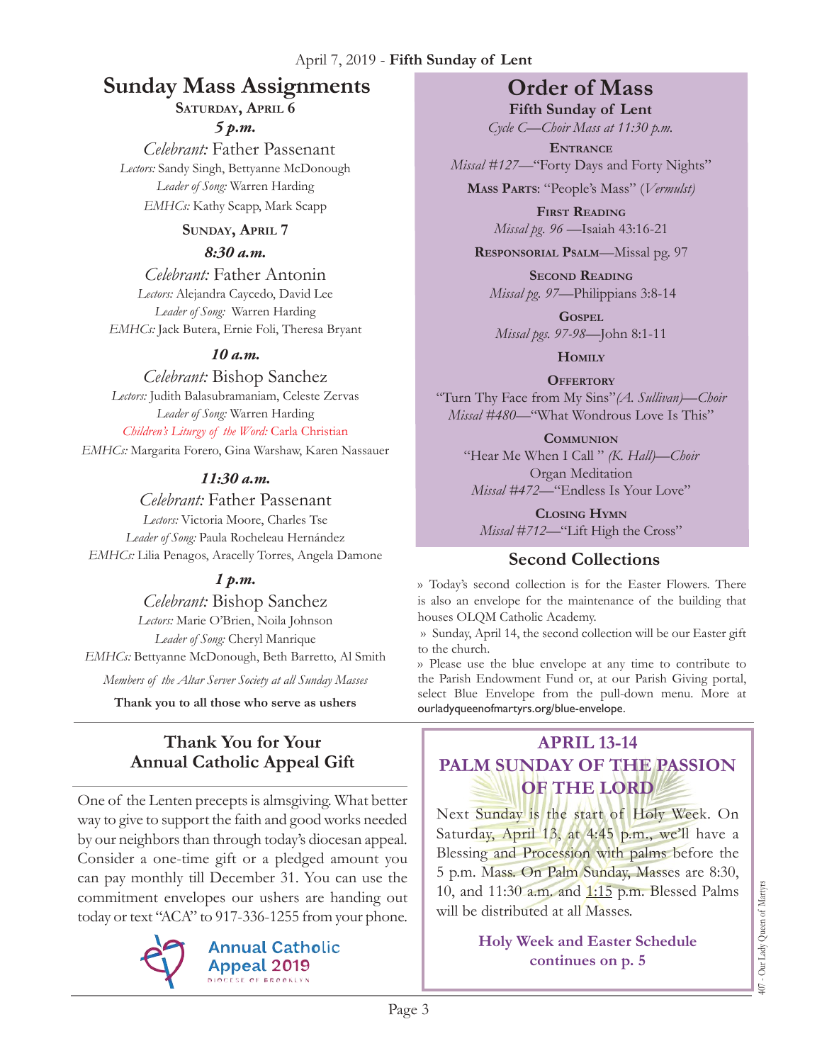April 7, 2019 - **Fifth Sunday of Lent**

# Sunday Mass Assignments

**Saturday, April 6**

***5 p.m.***

*Celebrant:* Father Passenant
*Lectors:* Sandy Singh, Bettyanne McDonough
*Leader of Song:* Warren Harding
*EMHCs:* Kathy Scapp, Mark Scapp

**Sunday, April 7**

***8:30 a.m.***

*Celebrant:* Father Antonin
*Lectors:* Alejandra Caycedo, David Lee
*Leader of Song:* Warren Harding
*EMHCs:* Jack Butera, Ernie Foli, Theresa Bryant

***10 a.m.***

*Celebrant:* Bishop Sanchez
*Lectors:* Judith Balasubramaniam, Celeste Zervas
*Leader of Song:* Warren Harding
*Children's Liturgy of the Word:* Carla Christian
*EMHCs:* Margarita Forero, Gina Warshaw, Karen Nassauer

***11:30 a.m.***

*Celebrant:* Father Passenant
*Lectors:* Victoria Moore, Charles Tse
*Leader of Song:* Paula Rocheleau Hernández
*EMHCs:* Lilia Penagos, Aracelly Torres, Angela Damone

***1 p.m.***

*Celebrant:* Bishop Sanchez
*Lectors:* Marie O'Brien, Noila Johnson
*Leader of Song:* Cheryl Manrique
*EMHCs:* Bettyanne McDonough, Beth Barretto, Al Smith

*Members of the Altar Server Society at all Sunday Masses*

**Thank you to all those who serve as ushers**

## Thank You for Your Annual Catholic Appeal Gift

One of the Lenten precepts is almsgiving. What better way to give to support the faith and good works needed by our neighbors than through today's diocesan appeal. Consider a one-time gift or a pledged amount you can pay monthly till December 31. You can use the commitment envelopes our ushers are handing out today or text "ACA" to 917-336-1255 from your phone.

Annual Catholic Appeal 2019
DIOCESE OF BROOKLYN

# Order of Mass

**Fifth Sunday of Lent**

*Cycle C—Choir Mass at 11:30 p.m.*

**Entrance**
*Missal #127*—"Forty Days and Forty Nights"

**Mass Parts**: "People's Mass" (*Vermulst)*

**First Reading**
*Missal pg. 96* —Isaiah 43:16-21

**Responsorial Psalm**—Missal pg. 97

**Second Reading**
*Missal pg. 97*—Philippians 3:8-14

**Gospel**
*Missal pgs. 97-98*—John 8:1-11

**Homily**

**Offertory**
"Turn Thy Face from My Sins"*(A. Sullivan)—Choir*
*Missal #480*—"What Wondrous Love Is This"

**Communion**
"Hear Me When I Call " *(K. Hall)—Choir*
Organ Meditation
*Missal #472*—"Endless Is Your Love"

**Closing Hymn**
*Missal #712*—"Lift High the Cross"

## Second Collections

» Today's second collection is for the Easter Flowers. There is also an envelope for the maintenance of the building that houses OLQM Catholic Academy.

» Sunday, April 14, the second collection will be our Easter gift to the church.

» Please use the blue envelope at any time to contribute to the Parish Endowment Fund or, at our Parish Giving portal, select Blue Envelope from the pull-down menu. More at ourladyqueenofmartyrs.org/blue-envelope.

## APRIL 13-14 PALM SUNDAY OF THE PASSION OF THE LORD

Next Sunday is the start of Holy Week. On Saturday, April 13, at 4:45 p.m., we'll have a Blessing and Procession with palms before the 5 p.m. Mass. On Palm Sunday, Masses are 8:30, 10, and 11:30 a.m. and 1:15 p.m. Blessed Palms will be distributed at all Masses.

**Holy Week and Easter Schedule continues on p. 5**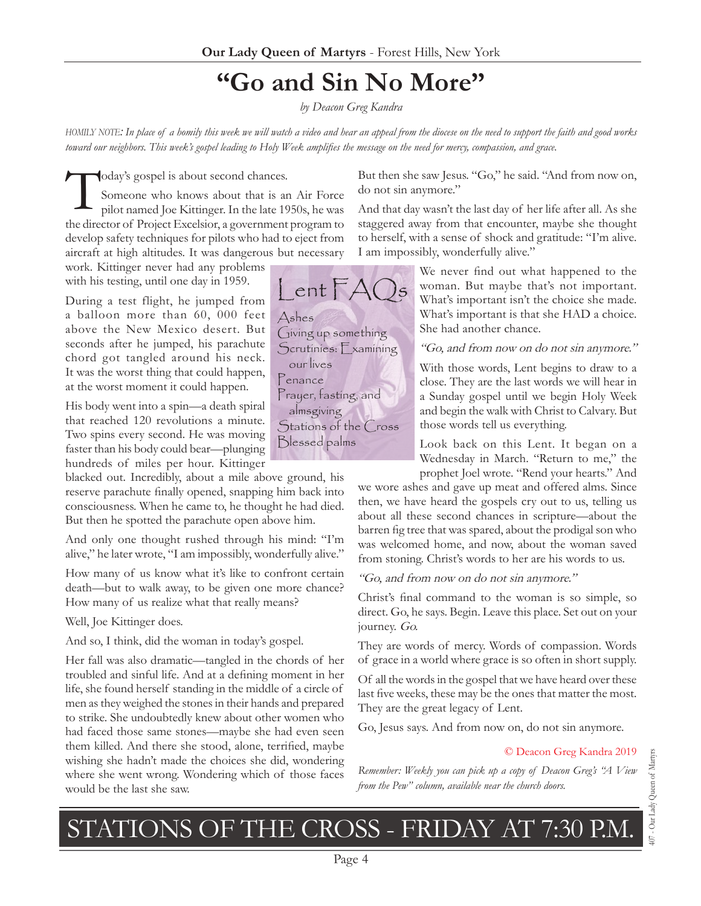# "Go and Sin No More"

*by Deacon Greg Kandra*

*HOMILY NOTE: In place of a homily this week we will watch a video and hear an appeal from the diocese on the need to support the faith and good works toward our neighbors. This week's gospel leading to Holy Week amplifies the message on the need for mercy, compassion, and grace.*

Today's gospel is about second chances.

Someone who knows about that is an Air Force pilot named Joe Kittinger. In the late 1950s, he was the director of Project Excelsior, a government program to develop safety techniques for pilots who had to eject from aircraft at high altitudes. It was dangerous but necessary work. Kittinger never had any problems with his testing, until one day in 1959.

During a test flight, he jumped from a balloon more than 60, 000 feet above the New Mexico desert. But seconds after he jumped, his parachute chord got tangled around his neck. It was the worst thing that could happen, at the worst moment it could happen.

His body went into a spin—a death spiral that reached 120 revolutions a minute. Two spins every second. He was moving faster than his body could bear—plunging hundreds of miles per hour. Kittinger blacked out. Incredibly, about a mile above ground, his reserve parachute finally opened, snapping him back into consciousness. When he came to, he thought he had died. But then he spotted the parachute open above him.

And only one thought rushed through his mind: "I'm alive," he later wrote, "I am impossibly, wonderfully alive."

How many of us know what it's like to confront certain death—but to walk away, to be given one more chance? How many of us realize what that really means?

Well, Joe Kittinger does.

And so, I think, did the woman in today's gospel.

Her fall was also dramatic—tangled in the chords of her troubled and sinful life. And at a defining moment in her life, she found herself standing in the middle of a circle of men as they weighed the stones in their hands and prepared to strike. She undoubtedly knew about other women who had faced those same stones—maybe she had even seen them killed. And there she stood, alone, terrified, maybe wishing she hadn't made the choices she did, wondering where she went wrong. Wondering which of those faces would be the last she saw.

But then she saw Jesus. "Go," he said. "And from now on, do not sin anymore."

And that day wasn't the last day of her life after all. As she staggered away from that encounter, maybe she thought to herself, with a sense of shock and gratitude: "I'm alive. I am impossibly, wonderfully alive."

We never find out what happened to the woman. But maybe that's not important. What's important isn't the choice she made. What's important is that she HAD a choice. She had another chance.

*"Go, and from now on do not sin anymore."*

With those words, Lent begins to draw to a close. They are the last words we will hear in a Sunday gospel until we begin Holy Week and begin the walk with Christ to Calvary. But those words tell us everything.

Look back on this Lent. It began on a Wednesday in March. "Return to me," the prophet Joel wrote. "Rend your hearts." And we wore ashes and gave up meat and offered alms. Since then, we have heard the gospels cry out to us, telling us about all these second chances in scripture—about the barren fig tree that was spared, about the prodigal son who was welcomed home, and now, about the woman saved from stoning. Christ's words to her are his words to us.

*"Go, and from now on do not sin anymore."*

Christ's final command to the woman is so simple, so direct. Go, he says. Begin. Leave this place. Set out on your journey. *Go.*

They are words of mercy. Words of compassion. Words of grace in a world where grace is so often in short supply.

Of all the words in the gospel that we have heard over these last five weeks, these may be the ones that matter the most. They are the great legacy of Lent.

Go, Jesus says. And from now on, do not sin anymore.

© Deacon Greg Kandra 2019

*Remember: Weekly you can pick up a copy of Deacon Greg's "A View from the Pew" column, available near the church doors.*

## Lent FAQs

- Ashes
- Giving up something
- Scrutinies: Examining our lives
- Penance
- Prayer, fasting, and almsgiving
- Stations of the Cross
- Blessed palms

# STATIONS OF THE CROSS - FRIDAY AT 7:30 P.M.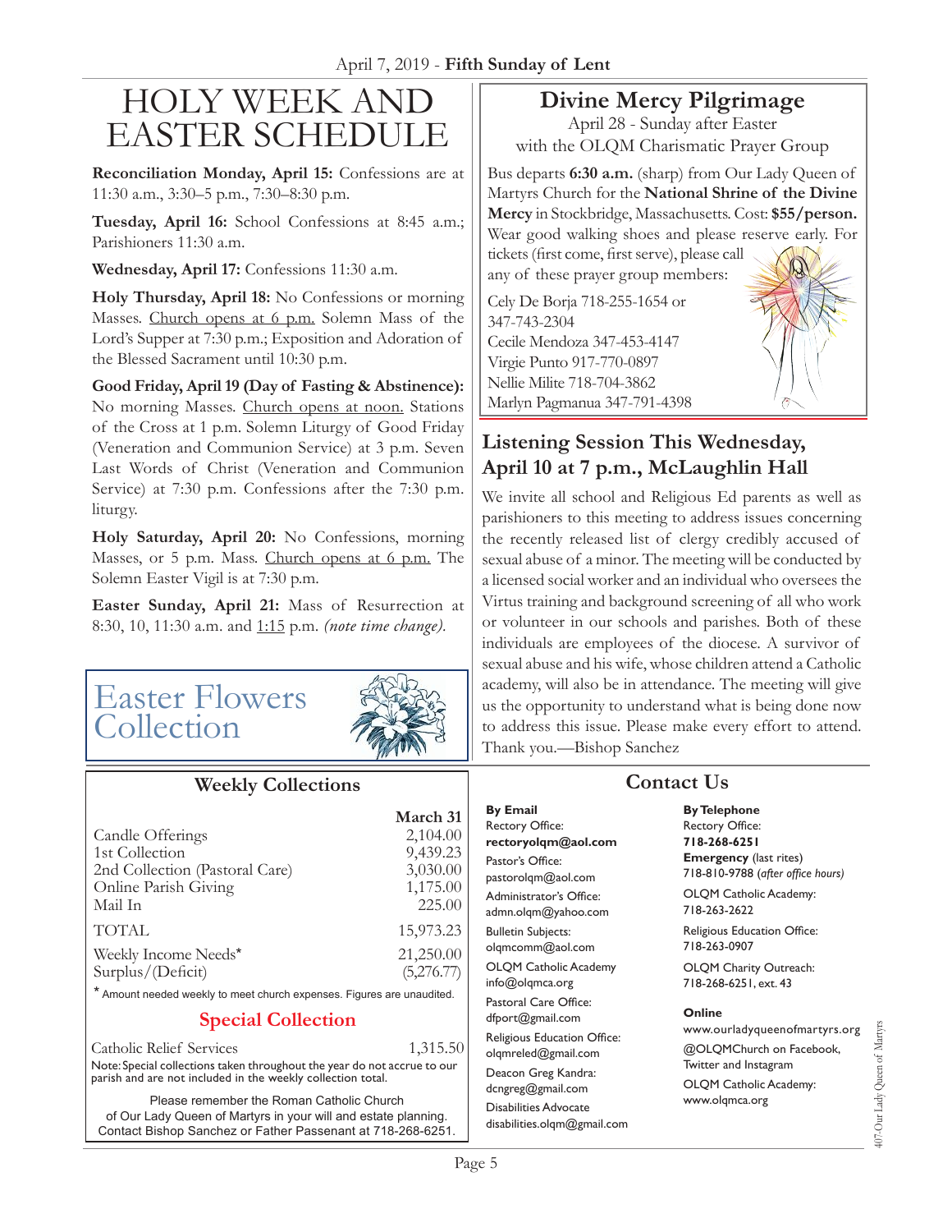April 7, 2019 - **Fifth Sunday of Lent**

# HOLY WEEK AND EASTER SCHEDULE

**Reconciliation Monday, April 15:** Confessions are at 11:30 a.m., 3:30–5 p.m., 7:30–8:30 p.m.

**Tuesday, April 16:** School Confessions at 8:45 a.m.; Parishioners 11:30 a.m.

**Wednesday, April 17:** Confessions 11:30 a.m.

**Holy Thursday, April 18:** No Confessions or morning Masses. Church opens at 6 p.m. Solemn Mass of the Lord's Supper at 7:30 p.m.; Exposition and Adoration of the Blessed Sacrament until 10:30 p.m.

**Good Friday, April 19 (Day of Fasting & Abstinence):** No morning Masses. Church opens at noon. Stations of the Cross at 1 p.m. Solemn Liturgy of Good Friday (Veneration and Communion Service) at 3 p.m. Seven Last Words of Christ (Veneration and Communion Service) at 7:30 p.m. Confessions after the 7:30 p.m. liturgy.

**Holy Saturday, April 20:** No Confessions, morning Masses, or 5 p.m. Mass. Church opens at 6 p.m. The Solemn Easter Vigil is at 7:30 p.m.

**Easter Sunday, April 21:** Mass of Resurrection at 8:30, 10, 11:30 a.m. and 1:15 p.m. *(note time change).*

## Easter Flowers Collection

## Weekly Collections

| | March 31 |
|---|---|
| Candle Offerings | 2,104.00 |
| 1st Collection | 9,439.23 |
| 2nd Collection (Pastoral Care) | 3,030.00 |
| Online Parish Giving | 1,175.00 |
| Mail In | 225.00 |
| TOTAL | 15,973.23 |
| Weekly Income Needs* | 21,250.00 |
| Surplus/(Deficit) | (5,276.77) |

\* Amount needed weekly to meet church expenses. Figures are unaudited.

### Special Collection

| | |
|---|---|
| Catholic Relief Services | 1,315.50 |

Note: Special collections taken throughout the year do not accrue to our parish and are not included in the weekly collection total.

Please remember the Roman Catholic Church of Our Lady Queen of Martyrs in your will and estate planning. Contact Bishop Sanchez or Father Passenant at 718-268-6251.

## Divine Mercy Pilgrimage

April 28 - Sunday after Easter
with the OLQM Charismatic Prayer Group

Bus departs **6:30 a.m.** (sharp) from Our Lady Queen of Martyrs Church for the **National Shrine of the Divine Mercy** in Stockbridge, Massachusetts. Cost: **$55/person.** Wear good walking shoes and please reserve early. For tickets (first come, first serve), please call any of these prayer group members:

Cely De Borja 718-255-1654 or 347-743-2304
Cecile Mendoza 347-453-4147
Virgie Punto 917-770-0897
Nellie Milite 718-704-3862
Marlyn Pagmanua 347-791-4398

## Listening Session This Wednesday, April 10 at 7 p.m., McLaughlin Hall

We invite all school and Religious Ed parents as well as parishioners to this meeting to address issues concerning the recently released list of clergy credibly accused of sexual abuse of a minor. The meeting will be conducted by a licensed social worker and an individual who oversees the Virtus training and background screening of all who work or volunteer in our schools and parishes. Both of these individuals are employees of the diocese. A survivor of sexual abuse and his wife, whose children attend a Catholic academy, will also be in attendance. The meeting will give us the opportunity to understand what is being done now to address this issue. Please make every effort to attend. Thank you.—Bishop Sanchez

## Contact Us

**By Email**
Rectory Office:
**rectoryolqm@aol.com**
Pastor's Office:
pastorolqm@aol.com
Administrator's Office:
admn.olqm@yahoo.com
Bulletin Subjects:
olqmcomm@aol.com
OLQM Catholic Academy
info@olqmca.org
Pastoral Care Office:
dfport@gmail.com
Religious Education Office:
olqmreled@gmail.com
Deacon Greg Kandra:
dcngreg@gmail.com
Disabilities Advocate
disabilities.olqm@gmail.com

**By Telephone**
Rectory Office:
**718-268-6251**
**Emergency** (last rites)
718-810-9788 (*after office hours)*
OLQM Catholic Academy:
718-263-2622
Religious Education Office:
718-263-0907
OLQM Charity Outreach:
718-268-6251, ext. 43

**Online**
www.ourladyqueenofmartyrs.org
@OLQMChurch on Facebook, Twitter and Instagram
OLQM Catholic Academy:
www.olqmca.org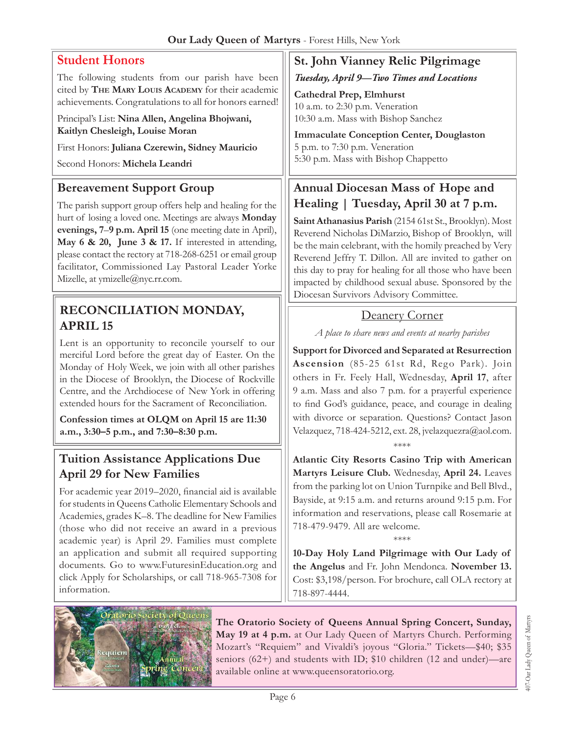## Student Honors

The following students from our parish have been cited by **The Mary Louis Academy** for their academic achievements. Congratulations to all for honors earned!

Principal's List: **Nina Allen, Angelina Bhojwani, Kaitlyn Chesleigh, Louise Moran**

First Honors: **Juliana Czerewin, Sidney Mauricio**

Second Honors: **Michela Leandri**

## Bereavement Support Group

The parish support group offers help and healing for the hurt of losing a loved one. Meetings are always **Monday evenings, 7–9 p.m. April 15** (one meeting date in April), **May 6 & 20, June 3 & 17.** If interested in attending, please contact the rectory at 718-268-6251 or email group facilitator, Commissioned Lay Pastoral Leader Yorke Mizelle, at ymizelle@nyc.rr.com.

## RECONCILIATION MONDAY, APRIL 15

Lent is an opportunity to reconcile yourself to our merciful Lord before the great day of Easter. On the Monday of Holy Week, we join with all other parishes in the Diocese of Brooklyn, the Diocese of Rockville Centre, and the Archdiocese of New York in offering extended hours for the Sacrament of Reconciliation.

**Confession times at OLQM on April 15 are 11:30 a.m., 3:30–5 p.m., and 7:30–8:30 p.m.**

## Tuition Assistance Applications Due April 29 for New Families

For academic year 2019–2020, financial aid is available for students in Queens Catholic Elementary Schools and Academies, grades K–8. The deadline for New Families (those who did not receive an award in a previous academic year) is April 29. Families must complete an application and submit all required supporting documents. Go to www.FuturesinEducation.org and click Apply for Scholarships, or call 718-965-7308 for information.

## St. John Vianney Relic Pilgrimage

***Tuesday, April 9—Two Times and Locations***

**Cathedral Prep, Elmhurst**
10 a.m. to 2:30 p.m. Veneration
10:30 a.m. Mass with Bishop Sanchez

**Immaculate Conception Center, Douglaston**
5 p.m. to 7:30 p.m. Veneration
5:30 p.m. Mass with Bishop Chappetto

## Annual Diocesan Mass of Hope and Healing | Tuesday, April 30 at 7 p.m.

**Saint Athanasius Parish** (2154 61st St., Brooklyn). Most Reverend Nicholas DiMarzio, Bishop of Brooklyn, will be the main celebrant, with the homily preached by Very Reverend Jeffry T. Dillon. All are invited to gather on this day to pray for healing for all those who have been impacted by childhood sexual abuse. Sponsored by the Diocesan Survivors Advisory Committee.

## Deanery Corner

*A place to share news and events at nearby parishes*

**Support for Divorced and Separated at Resurrection Ascension** (85-25 61st Rd, Rego Park). Join others in Fr. Feely Hall, Wednesday, **April 17**, after 9 a.m. Mass and also 7 p.m. for a prayerful experience to find God's guidance, peace, and courage in dealing with divorce or separation. Questions? Contact Jason Velazquez, 718-424-5212, ext. 28, jvelazquezra@aol.com.

****

**Atlantic City Resorts Casino Trip with American Martyrs Leisure Club.** Wednesday, **April 24.** Leaves from the parking lot on Union Turnpike and Bell Blvd., Bayside, at 9:15 a.m. and returns around 9:15 p.m. For information and reservations, please call Rosemarie at 718-479-9479. All are welcome.

****

**10-Day Holy Land Pilgrimage with Our Lady of the Angelus** and Fr. John Mendonca. **November 13.** Cost: $3,198/person. For brochure, call OLA rectory at 718-897-4444.

**The Oratorio Society of Queens Annual Spring Concert, Sunday, May 19 at 4 p.m.** at Our Lady Queen of Martyrs Church. Performing Mozart's "Requiem" and Vivaldi's joyous "Gloria." Tickets—$40; $35 seniors (62+) and students with ID; $10 children (12 and under)—are available online at www.queensoratorio.org.